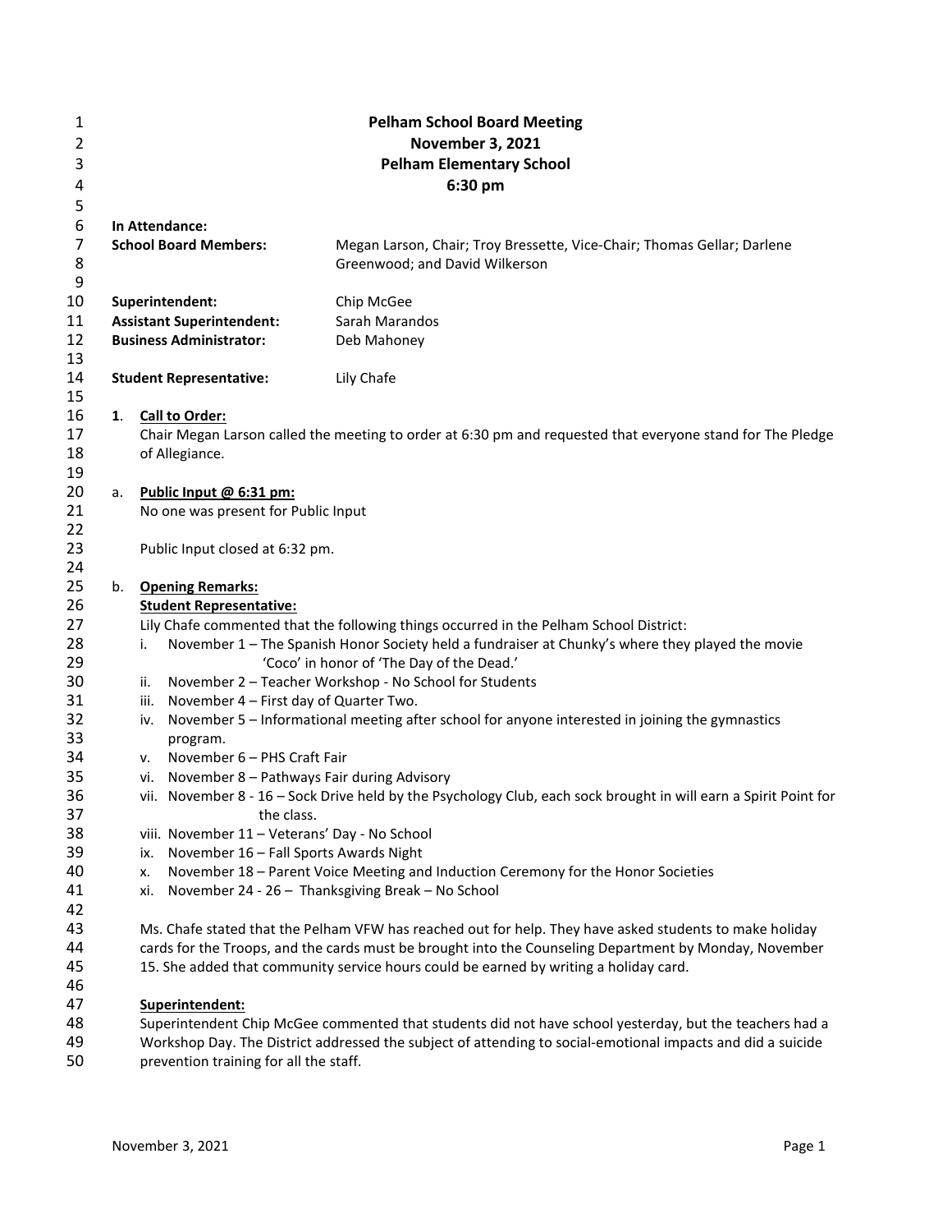# Pelham School Board Meeting
## November 3, 2021
## Pelham Elementary School
## 6:30 pm

**In Attendance:**

**School Board Members:** Megan Larson, Chair; Troy Bressette, Vice-Chair; Thomas Gellar; Darlene Greenwood; and David Wilkerson

**Superintendent:** Chip McGee
**Assistant Superintendent:** Sarah Marandos
**Business Administrator:** Deb Mahoney

**Student Representative:** Lily Chafe

**1. Call to Order:**

Chair Megan Larson called the meeting to order at 6:30 pm and requested that everyone stand for The Pledge of Allegiance.

a. **Public Input @ 6:31 pm:**

No one was present for Public Input

Public Input closed at 6:32 pm.

b. **Opening Remarks:**

**Student Representative:**

Lily Chafe commented that the following things occurred in the Pelham School District:

i. November 1 – The Spanish Honor Society held a fundraiser at Chunky's where they played the movie 'Coco' in honor of 'The Day of the Dead.'
ii. November 2 – Teacher Workshop - No School for Students
iii. November 4 – First day of Quarter Two.
iv. November 5 – Informational meeting after school for anyone interested in joining the gymnastics program.
v. November 6 – PHS Craft Fair
vi. November 8 – Pathways Fair during Advisory
vii. November 8 - 16 – Sock Drive held by the Psychology Club, each sock brought in will earn a Spirit Point for the class.
viii. November 11 – Veterans' Day - No School
ix. November 16 – Fall Sports Awards Night
x. November 18 – Parent Voice Meeting and Induction Ceremony for the Honor Societies
xi. November 24 - 26 – Thanksgiving Break – No School

Ms. Chafe stated that the Pelham VFW has reached out for help. They have asked students to make holiday cards for the Troops, and the cards must be brought into the Counseling Department by Monday, November 15. She added that community service hours could be earned by writing a holiday card.

**Superintendent:**

Superintendent Chip McGee commented that students did not have school yesterday, but the teachers had a Workshop Day. The District addressed the subject of attending to social-emotional impacts and did a suicide prevention training for all the staff.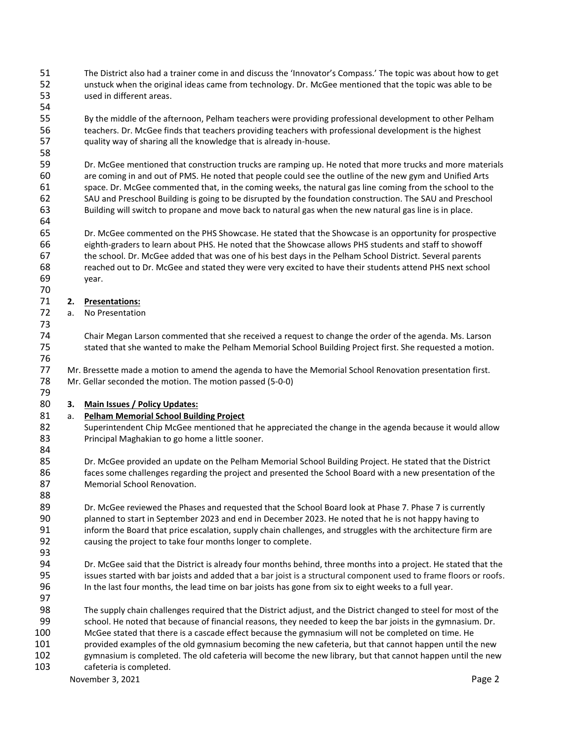The District also had a trainer come in and discuss the 'Innovator's Compass.' The topic was about how to get unstuck when the original ideas came from technology. Dr. McGee mentioned that the topic was able to be used in different areas.

By the middle of the afternoon, Pelham teachers were providing professional development to other Pelham teachers. Dr. McGee finds that teachers providing teachers with professional development is the highest quality way of sharing all the knowledge that is already in-house.

Dr. McGee mentioned that construction trucks are ramping up. He noted that more trucks and more materials are coming in and out of PMS. He noted that people could see the outline of the new gym and Unified Arts space. Dr. McGee commented that, in the coming weeks, the natural gas line coming from the school to the SAU and Preschool Building is going to be disrupted by the foundation construction. The SAU and Preschool Building will switch to propane and move back to natural gas when the new natural gas line is in place.

Dr. McGee commented on the PHS Showcase. He stated that the Showcase is an opportunity for prospective eighth-graders to learn about PHS. He noted that the Showcase allows PHS students and staff to showoff the school. Dr. McGee added that was one of his best days in the Pelham School District. Several parents reached out to Dr. McGee and stated they were very excited to have their students attend PHS next school year.

**2. <u>Presentations:</u>**

a. No Presentation

Chair Megan Larson commented that she received a request to change the order of the agenda. Ms. Larson stated that she wanted to make the Pelham Memorial School Building Project first. She requested a motion.

Mr. Bressette made a motion to amend the agenda to have the Memorial School Renovation presentation first. Mr. Gellar seconded the motion. The motion passed (5-0-0)

**3. <u>Main Issues / Policy Updates:</u>**

a. **<u>Pelham Memorial School Building Project</u>**

Superintendent Chip McGee mentioned that he appreciated the change in the agenda because it would allow Principal Maghakian to go home a little sooner.

Dr. McGee provided an update on the Pelham Memorial School Building Project. He stated that the District faces some challenges regarding the project and presented the School Board with a new presentation of the Memorial School Renovation.

Dr. McGee reviewed the Phases and requested that the School Board look at Phase 7. Phase 7 is currently planned to start in September 2023 and end in December 2023. He noted that he is not happy having to inform the Board that price escalation, supply chain challenges, and struggles with the architecture firm are causing the project to take four months longer to complete.

Dr. McGee said that the District is already four months behind, three months into a project. He stated that the issues started with bar joists and added that a bar joist is a structural component used to frame floors or roofs. In the last four months, the lead time on bar joists has gone from six to eight weeks to a full year.

The supply chain challenges required that the District adjust, and the District changed to steel for most of the school. He noted that because of financial reasons, they needed to keep the bar joists in the gymnasium. Dr. McGee stated that there is a cascade effect because the gymnasium will not be completed on time. He provided examples of the old gymnasium becoming the new cafeteria, but that cannot happen until the new gymnasium is completed. The old cafeteria will become the new library, but that cannot happen until the new cafeteria is completed.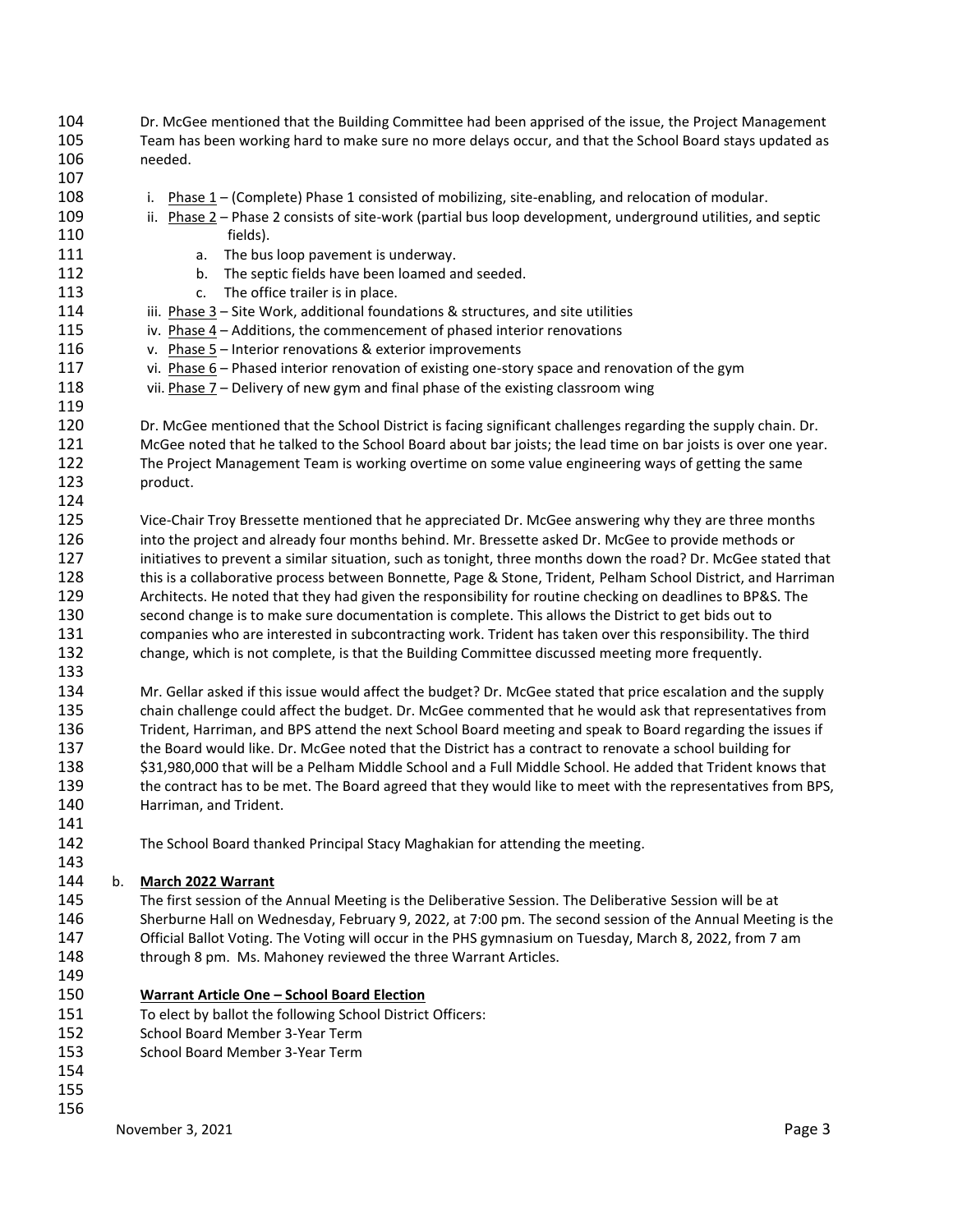Dr. McGee mentioned that the Building Committee had been apprised of the issue, the Project Management Team has been working hard to make sure no more delays occur, and that the School Board stays updated as needed.

i. Phase 1 – (Complete) Phase 1 consisted of mobilizing, site-enabling, and relocation of modular.
ii. Phase 2 – Phase 2 consists of site-work (partial bus loop development, underground utilities, and septic fields).
   a. The bus loop pavement is underway.
   b. The septic fields have been loamed and seeded.
   c. The office trailer is in place.
iii. Phase 3 – Site Work, additional foundations & structures, and site utilities
iv. Phase 4 – Additions, the commencement of phased interior renovations
v. Phase 5 – Interior renovations & exterior improvements
vi. Phase 6 – Phased interior renovation of existing one-story space and renovation of the gym
vii. Phase 7 – Delivery of new gym and final phase of the existing classroom wing

Dr. McGee mentioned that the School District is facing significant challenges regarding the supply chain. Dr. McGee noted that he talked to the School Board about bar joists; the lead time on bar joists is over one year. The Project Management Team is working overtime on some value engineering ways of getting the same product.

Vice-Chair Troy Bressette mentioned that he appreciated Dr. McGee answering why they are three months into the project and already four months behind. Mr. Bressette asked Dr. McGee to provide methods or initiatives to prevent a similar situation, such as tonight, three months down the road? Dr. McGee stated that this is a collaborative process between Bonnette, Page & Stone, Trident, Pelham School District, and Harriman Architects. He noted that they had given the responsibility for routine checking on deadlines to BP&S. The second change is to make sure documentation is complete. This allows the District to get bids out to companies who are interested in subcontracting work. Trident has taken over this responsibility. The third change, which is not complete, is that the Building Committee discussed meeting more frequently.

Mr. Gellar asked if this issue would affect the budget? Dr. McGee stated that price escalation and the supply chain challenge could affect the budget. Dr. McGee commented that he would ask that representatives from Trident, Harriman, and BPS attend the next School Board meeting and speak to Board regarding the issues if the Board would like. Dr. McGee noted that the District has a contract to renovate a school building for $31,980,000 that will be a Pelham Middle School and a Full Middle School. He added that Trident knows that the contract has to be met. The Board agreed that they would like to meet with the representatives from BPS, Harriman, and Trident.

The School Board thanked Principal Stacy Maghakian for attending the meeting.

b. **March 2022 Warrant**

The first session of the Annual Meeting is the Deliberative Session. The Deliberative Session will be at Sherburne Hall on Wednesday, February 9, 2022, at 7:00 pm. The second session of the Annual Meeting is the Official Ballot Voting. The Voting will occur in the PHS gymnasium on Tuesday, March 8, 2022, from 7 am through 8 pm. Ms. Mahoney reviewed the three Warrant Articles.

**Warrant Article One – School Board Election**

To elect by ballot the following School District Officers:
School Board Member 3-Year Term
School Board Member 3-Year Term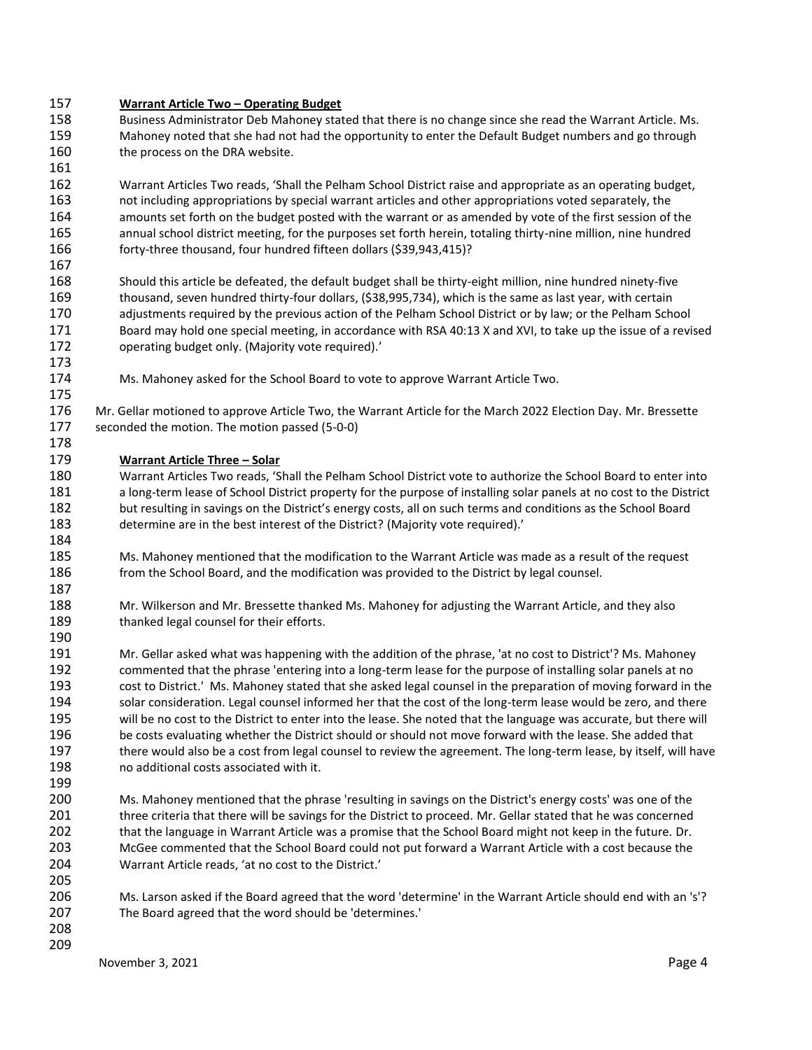**Warrant Article Two – Operating Budget**

Business Administrator Deb Mahoney stated that there is no change since she read the Warrant Article. Ms. Mahoney noted that she had not had the opportunity to enter the Default Budget numbers and go through the process on the DRA website.

Warrant Articles Two reads, 'Shall the Pelham School District raise and appropriate as an operating budget, not including appropriations by special warrant articles and other appropriations voted separately, the amounts set forth on the budget posted with the warrant or as amended by vote of the first session of the annual school district meeting, for the purposes set forth herein, totaling thirty-nine million, nine hundred forty-three thousand, four hundred fifteen dollars ($39,943,415)?

Should this article be defeated, the default budget shall be thirty-eight million, nine hundred ninety-five thousand, seven hundred thirty-four dollars, ($38,995,734), which is the same as last year, with certain adjustments required by the previous action of the Pelham School District or by law; or the Pelham School Board may hold one special meeting, in accordance with RSA 40:13 X and XVI, to take up the issue of a revised operating budget only. (Majority vote required).'

Ms. Mahoney asked for the School Board to vote to approve Warrant Article Two.

Mr. Gellar motioned to approve Article Two, the Warrant Article for the March 2022 Election Day. Mr. Bressette seconded the motion. The motion passed (5-0-0)

**Warrant Article Three – Solar**

Warrant Articles Two reads, 'Shall the Pelham School District vote to authorize the School Board to enter into a long-term lease of School District property for the purpose of installing solar panels at no cost to the District but resulting in savings on the District's energy costs, all on such terms and conditions as the School Board determine are in the best interest of the District? (Majority vote required).'

Ms. Mahoney mentioned that the modification to the Warrant Article was made as a result of the request from the School Board, and the modification was provided to the District by legal counsel.

Mr. Wilkerson and Mr. Bressette thanked Ms. Mahoney for adjusting the Warrant Article, and they also thanked legal counsel for their efforts.

Mr. Gellar asked what was happening with the addition of the phrase, 'at no cost to District'? Ms. Mahoney commented that the phrase 'entering into a long-term lease for the purpose of installing solar panels at no cost to District.' Ms. Mahoney stated that she asked legal counsel in the preparation of moving forward in the solar consideration. Legal counsel informed her that the cost of the long-term lease would be zero, and there will be no cost to the District to enter into the lease. She noted that the language was accurate, but there will be costs evaluating whether the District should or should not move forward with the lease. She added that there would also be a cost from legal counsel to review the agreement. The long-term lease, by itself, will have no additional costs associated with it.

Ms. Mahoney mentioned that the phrase 'resulting in savings on the District's energy costs' was one of the three criteria that there will be savings for the District to proceed. Mr. Gellar stated that he was concerned that the language in Warrant Article was a promise that the School Board might not keep in the future. Dr. McGee commented that the School Board could not put forward a Warrant Article with a cost because the Warrant Article reads, 'at no cost to the District.'

Ms. Larson asked if the Board agreed that the word 'determine' in the Warrant Article should end with an 's'? The Board agreed that the word should be 'determines.'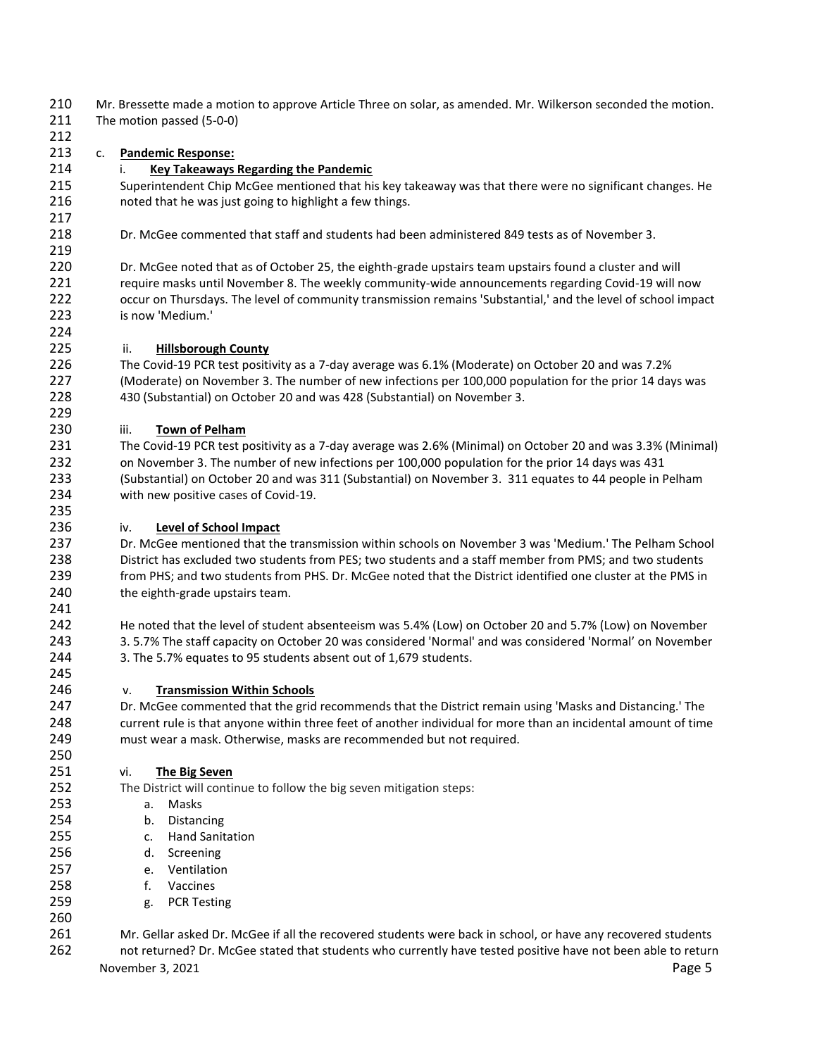Mr. Bressette made a motion to approve Article Three on solar, as amended. Mr. Wilkerson seconded the motion. The motion passed (5-0-0)

c. **Pandemic Response:**

i. **Key Takeaways Regarding the Pandemic**

Superintendent Chip McGee mentioned that his key takeaway was that there were no significant changes. He noted that he was just going to highlight a few things.

Dr. McGee commented that staff and students had been administered 849 tests as of November 3.

Dr. McGee noted that as of October 25, the eighth-grade upstairs team upstairs found a cluster and will require masks until November 8. The weekly community-wide announcements regarding Covid-19 will now occur on Thursdays. The level of community transmission remains 'Substantial,' and the level of school impact is now 'Medium.'

ii. **Hillsborough County**

The Covid-19 PCR test positivity as a 7-day average was 6.1% (Moderate) on October 20 and was 7.2% (Moderate) on November 3. The number of new infections per 100,000 population for the prior 14 days was 430 (Substantial) on October 20 and was 428 (Substantial) on November 3.

iii. **Town of Pelham**

The Covid-19 PCR test positivity as a 7-day average was 2.6% (Minimal) on October 20 and was 3.3% (Minimal) on November 3. The number of new infections per 100,000 population for the prior 14 days was 431 (Substantial) on October 20 and was 311 (Substantial) on November 3. 311 equates to 44 people in Pelham with new positive cases of Covid-19.

iv. **Level of School Impact**

Dr. McGee mentioned that the transmission within schools on November 3 was 'Medium.' The Pelham School District has excluded two students from PES; two students and a staff member from PMS; and two students from PHS; and two students from PHS. Dr. McGee noted that the District identified one cluster at the PMS in the eighth-grade upstairs team.

He noted that the level of student absenteeism was 5.4% (Low) on October 20 and 5.7% (Low) on November 3. 5.7% The staff capacity on October 20 was considered 'Normal' and was considered 'Normal' on November 3. The 5.7% equates to 95 students absent out of 1,679 students.

v. **Transmission Within Schools**

Dr. McGee commented that the grid recommends that the District remain using 'Masks and Distancing.' The current rule is that anyone within three feet of another individual for more than an incidental amount of time must wear a mask. Otherwise, masks are recommended but not required.

vi. **The Big Seven**

The District will continue to follow the big seven mitigation steps:

a. Masks
b. Distancing
c. Hand Sanitation
d. Screening
e. Ventilation
f. Vaccines
g. PCR Testing

Mr. Gellar asked Dr. McGee if all the recovered students were back in school, or have any recovered students not returned? Dr. McGee stated that students who currently have tested positive have not been able to return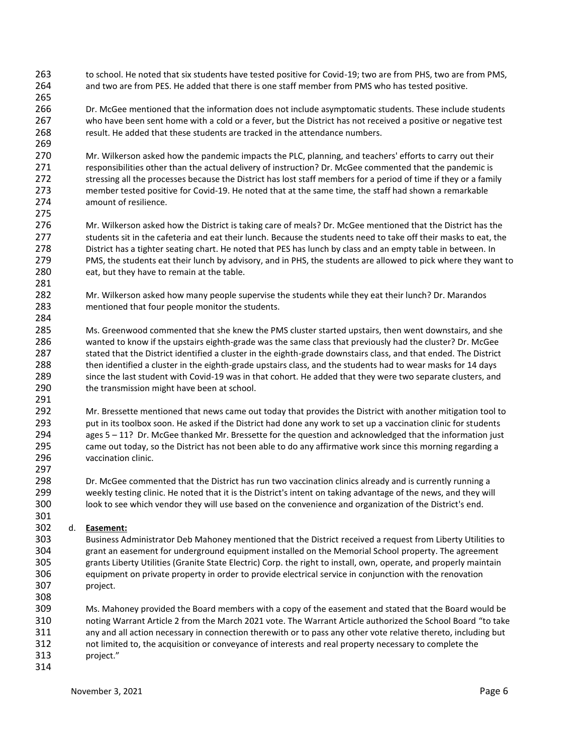to school. He noted that six students have tested positive for Covid-19; two are from PHS, two are from PMS, and two are from PES. He added that there is one staff member from PMS who has tested positive.

Dr. McGee mentioned that the information does not include asymptomatic students. These include students who have been sent home with a cold or a fever, but the District has not received a positive or negative test result. He added that these students are tracked in the attendance numbers.

Mr. Wilkerson asked how the pandemic impacts the PLC, planning, and teachers' efforts to carry out their responsibilities other than the actual delivery of instruction? Dr. McGee commented that the pandemic is stressing all the processes because the District has lost staff members for a period of time if they or a family member tested positive for Covid-19. He noted that at the same time, the staff had shown a remarkable amount of resilience.

Mr. Wilkerson asked how the District is taking care of meals? Dr. McGee mentioned that the District has the students sit in the cafeteria and eat their lunch. Because the students need to take off their masks to eat, the District has a tighter seating chart. He noted that PES has lunch by class and an empty table in between. In PMS, the students eat their lunch by advisory, and in PHS, the students are allowed to pick where they want to eat, but they have to remain at the table.

Mr. Wilkerson asked how many people supervise the students while they eat their lunch? Dr. Marandos mentioned that four people monitor the students.

Ms. Greenwood commented that she knew the PMS cluster started upstairs, then went downstairs, and she wanted to know if the upstairs eighth-grade was the same class that previously had the cluster? Dr. McGee stated that the District identified a cluster in the eighth-grade downstairs class, and that ended. The District then identified a cluster in the eighth-grade upstairs class, and the students had to wear masks for 14 days since the last student with Covid-19 was in that cohort. He added that they were two separate clusters, and the transmission might have been at school.

Mr. Bressette mentioned that news came out today that provides the District with another mitigation tool to put in its toolbox soon. He asked if the District had done any work to set up a vaccination clinic for students ages 5 – 11? Dr. McGee thanked Mr. Bressette for the question and acknowledged that the information just came out today, so the District has not been able to do any affirmative work since this morning regarding a vaccination clinic.

Dr. McGee commented that the District has run two vaccination clinics already and is currently running a weekly testing clinic. He noted that it is the District's intent on taking advantage of the news, and they will look to see which vendor they will use based on the convenience and organization of the District's end.

d. **Easement:**

Business Administrator Deb Mahoney mentioned that the District received a request from Liberty Utilities to grant an easement for underground equipment installed on the Memorial School property. The agreement grants Liberty Utilities (Granite State Electric) Corp. the right to install, own, operate, and properly maintain equipment on private property in order to provide electrical service in conjunction with the renovation project.

Ms. Mahoney provided the Board members with a copy of the easement and stated that the Board would be noting Warrant Article 2 from the March 2021 vote. The Warrant Article authorized the School Board "to take any and all action necessary in connection therewith or to pass any other vote relative thereto, including but not limited to, the acquisition or conveyance of interests and real property necessary to complete the project."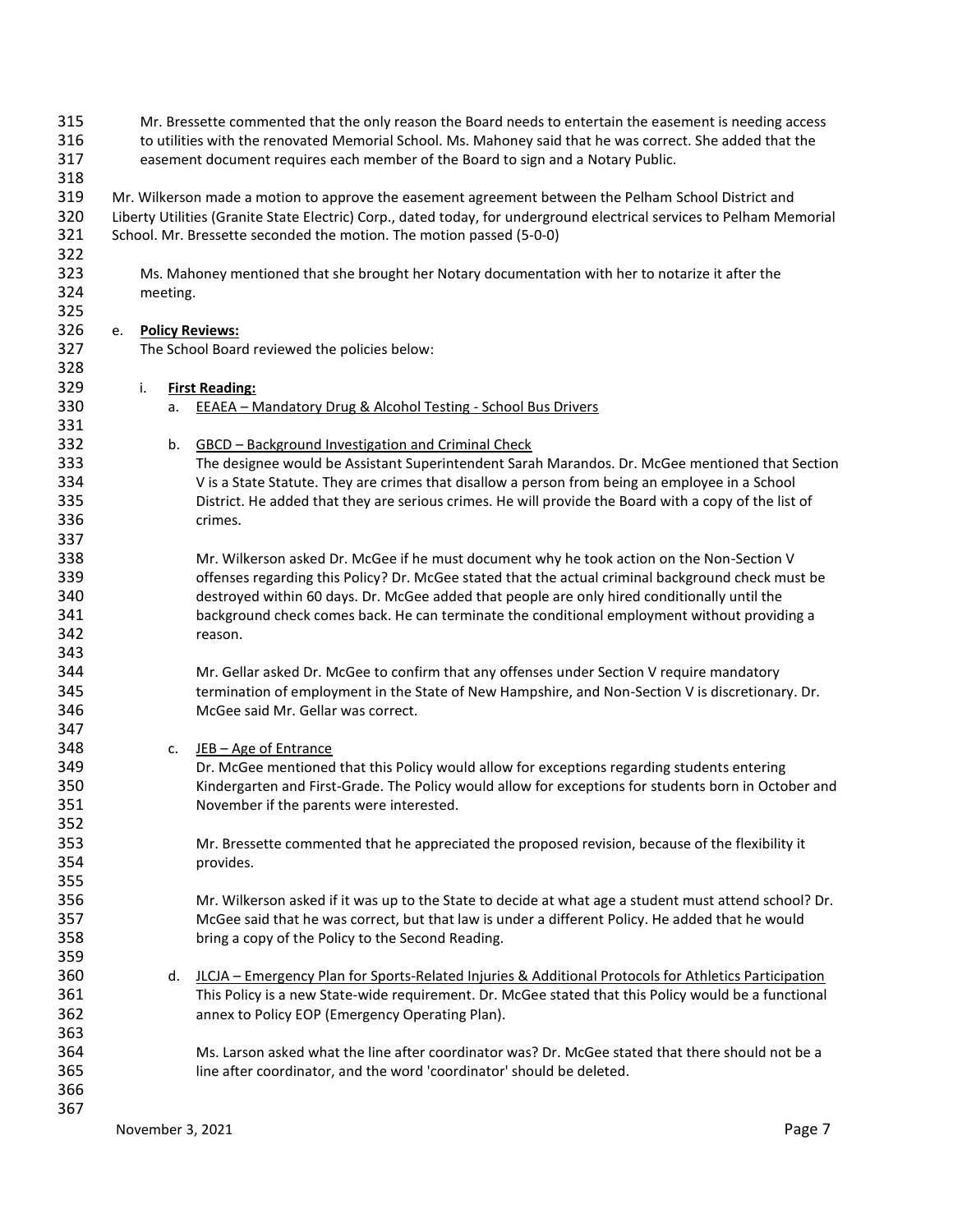Mr. Bressette commented that the only reason the Board needs to entertain the easement is needing access to utilities with the renovated Memorial School. Ms. Mahoney said that he was correct. She added that the easement document requires each member of the Board to sign and a Notary Public.

Mr. Wilkerson made a motion to approve the easement agreement between the Pelham School District and Liberty Utilities (Granite State Electric) Corp., dated today, for underground electrical services to Pelham Memorial School. Mr. Bressette seconded the motion. The motion passed (5-0-0)

Ms. Mahoney mentioned that she brought her Notary documentation with her to notarize it after the meeting.

e. **Policy Reviews:**

The School Board reviewed the policies below:

i. **First Reading:**

a. EEAEA – Mandatory Drug & Alcohol Testing - School Bus Drivers

b. GBCD – Background Investigation and Criminal Check

The designee would be Assistant Superintendent Sarah Marandos. Dr. McGee mentioned that Section V is a State Statute. They are crimes that disallow a person from being an employee in a School District. He added that they are serious crimes. He will provide the Board with a copy of the list of crimes.

Mr. Wilkerson asked Dr. McGee if he must document why he took action on the Non-Section V offenses regarding this Policy? Dr. McGee stated that the actual criminal background check must be destroyed within 60 days. Dr. McGee added that people are only hired conditionally until the background check comes back. He can terminate the conditional employment without providing a reason.

Mr. Gellar asked Dr. McGee to confirm that any offenses under Section V require mandatory termination of employment in the State of New Hampshire, and Non-Section V is discretionary. Dr. McGee said Mr. Gellar was correct.

c. JEB – Age of Entrance

Dr. McGee mentioned that this Policy would allow for exceptions regarding students entering Kindergarten and First-Grade. The Policy would allow for exceptions for students born in October and November if the parents were interested.

Mr. Bressette commented that he appreciated the proposed revision, because of the flexibility it provides.

Mr. Wilkerson asked if it was up to the State to decide at what age a student must attend school? Dr. McGee said that he was correct, but that law is under a different Policy. He added that he would bring a copy of the Policy to the Second Reading.

d. JLCJA – Emergency Plan for Sports-Related Injuries & Additional Protocols for Athletics Participation

This Policy is a new State-wide requirement. Dr. McGee stated that this Policy would be a functional annex to Policy EOP (Emergency Operating Plan).

Ms. Larson asked what the line after coordinator was? Dr. McGee stated that there should not be a line after coordinator, and the word 'coordinator' should be deleted.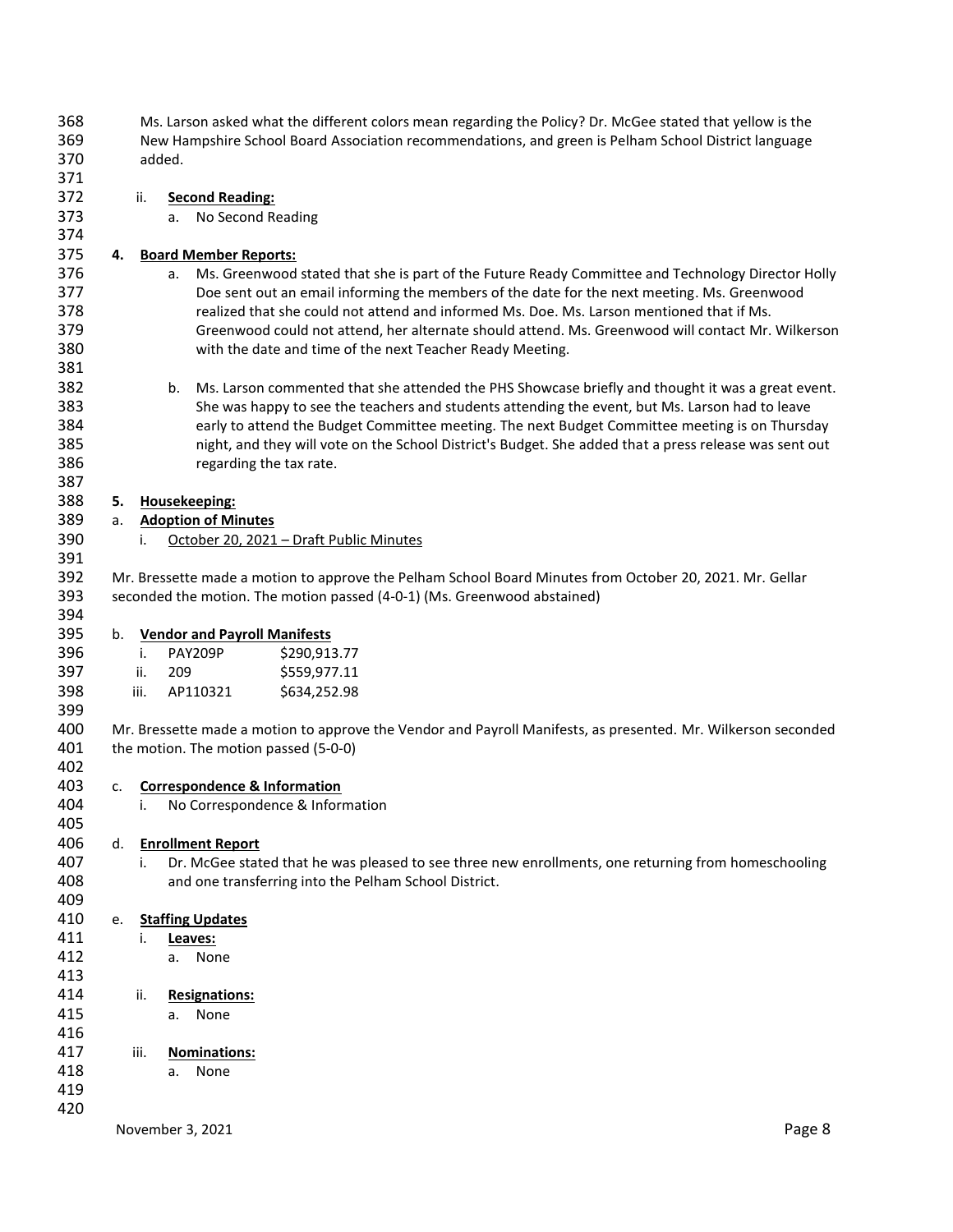Ms. Larson asked what the different colors mean regarding the Policy? Dr. McGee stated that yellow is the New Hampshire School Board Association recommendations, and green is Pelham School District language added.

ii. **Second Reading:**

a. No Second Reading

**4. Board Member Reports:**

a. Ms. Greenwood stated that she is part of the Future Ready Committee and Technology Director Holly Doe sent out an email informing the members of the date for the next meeting. Ms. Greenwood realized that she could not attend and informed Ms. Doe. Ms. Larson mentioned that if Ms. Greenwood could not attend, her alternate should attend. Ms. Greenwood will contact Mr. Wilkerson with the date and time of the next Teacher Ready Meeting.

b. Ms. Larson commented that she attended the PHS Showcase briefly and thought it was a great event. She was happy to see the teachers and students attending the event, but Ms. Larson had to leave early to attend the Budget Committee meeting. The next Budget Committee meeting is on Thursday night, and they will vote on the School District's Budget. She added that a press release was sent out regarding the tax rate.

**5. Housekeeping:**

a. **Adoption of Minutes**

i. October 20, 2021 – Draft Public Minutes

Mr. Bressette made a motion to approve the Pelham School Board Minutes from October 20, 2021. Mr. Gellar seconded the motion. The motion passed (4-0-1) (Ms. Greenwood abstained)

b. **Vendor and Payroll Manifests**

i. PAY209P $290,913.77

ii. 209 $559,977.11

iii. AP110321 $634,252.98

Mr. Bressette made a motion to approve the Vendor and Payroll Manifests, as presented. Mr. Wilkerson seconded the motion. The motion passed (5-0-0)

c. **Correspondence & Information**

i. No Correspondence & Information

d. **Enrollment Report**

i. Dr. McGee stated that he was pleased to see three new enrollments, one returning from homeschooling and one transferring into the Pelham School District.

e. **Staffing Updates**

i. **Leaves:**

a. None

ii. **Resignations:**

a. None

iii. **Nominations:**

a. None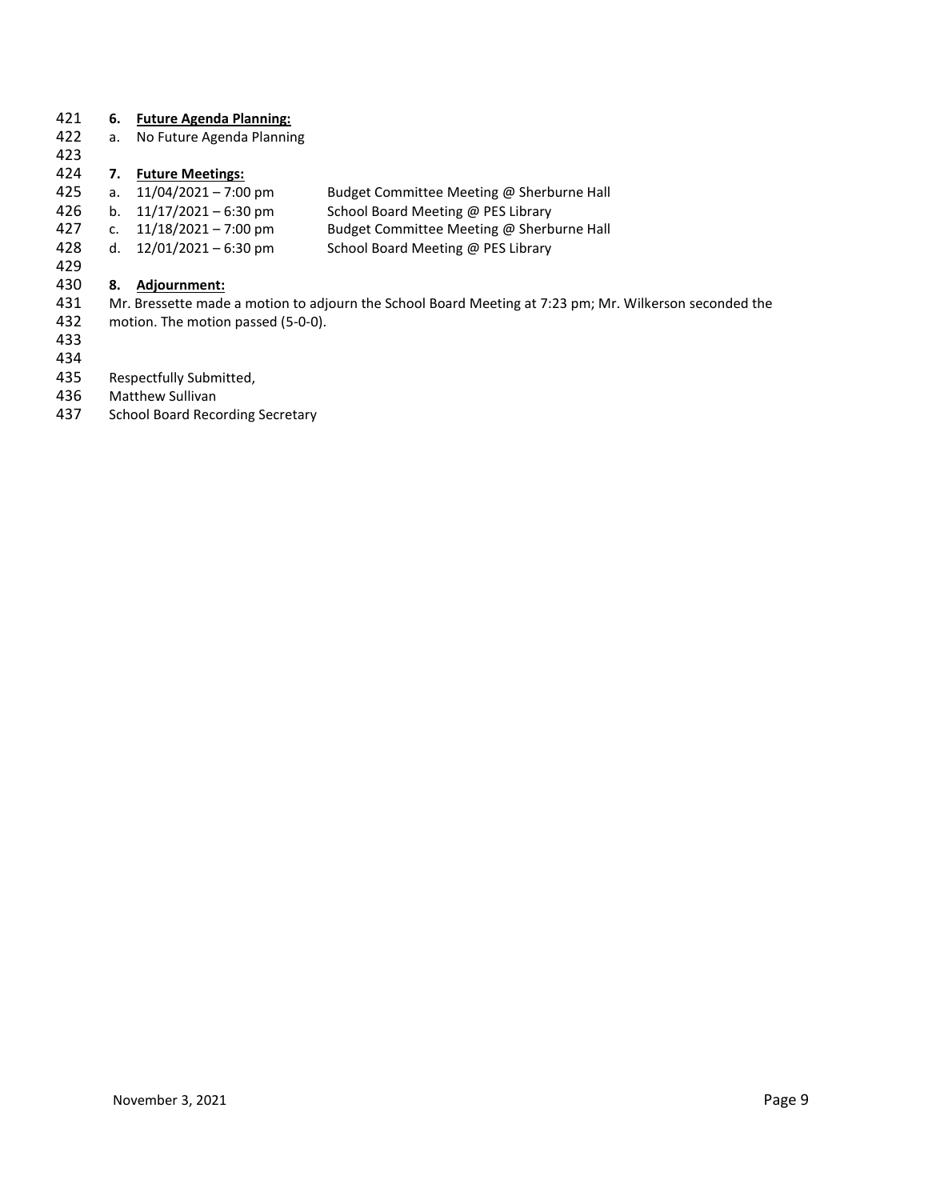**6. Future Agenda Planning:**

a. No Future Agenda Planning

**7. Future Meetings:**

| | | |
|---|---|---|
| a. | 11/04/2021 – 7:00 pm | Budget Committee Meeting @ Sherburne Hall |
| b. | 11/17/2021 – 6:30 pm | School Board Meeting @ PES Library |
| c. | 11/18/2021 – 7:00 pm | Budget Committee Meeting @ Sherburne Hall |
| d. | 12/01/2021 – 6:30 pm | School Board Meeting @ PES Library |

**8. Adjournment:**

Mr. Bressette made a motion to adjourn the School Board Meeting at 7:23 pm; Mr. Wilkerson seconded the motion. The motion passed (5-0-0).

Respectfully Submitted,
Matthew Sullivan
School Board Recording Secretary